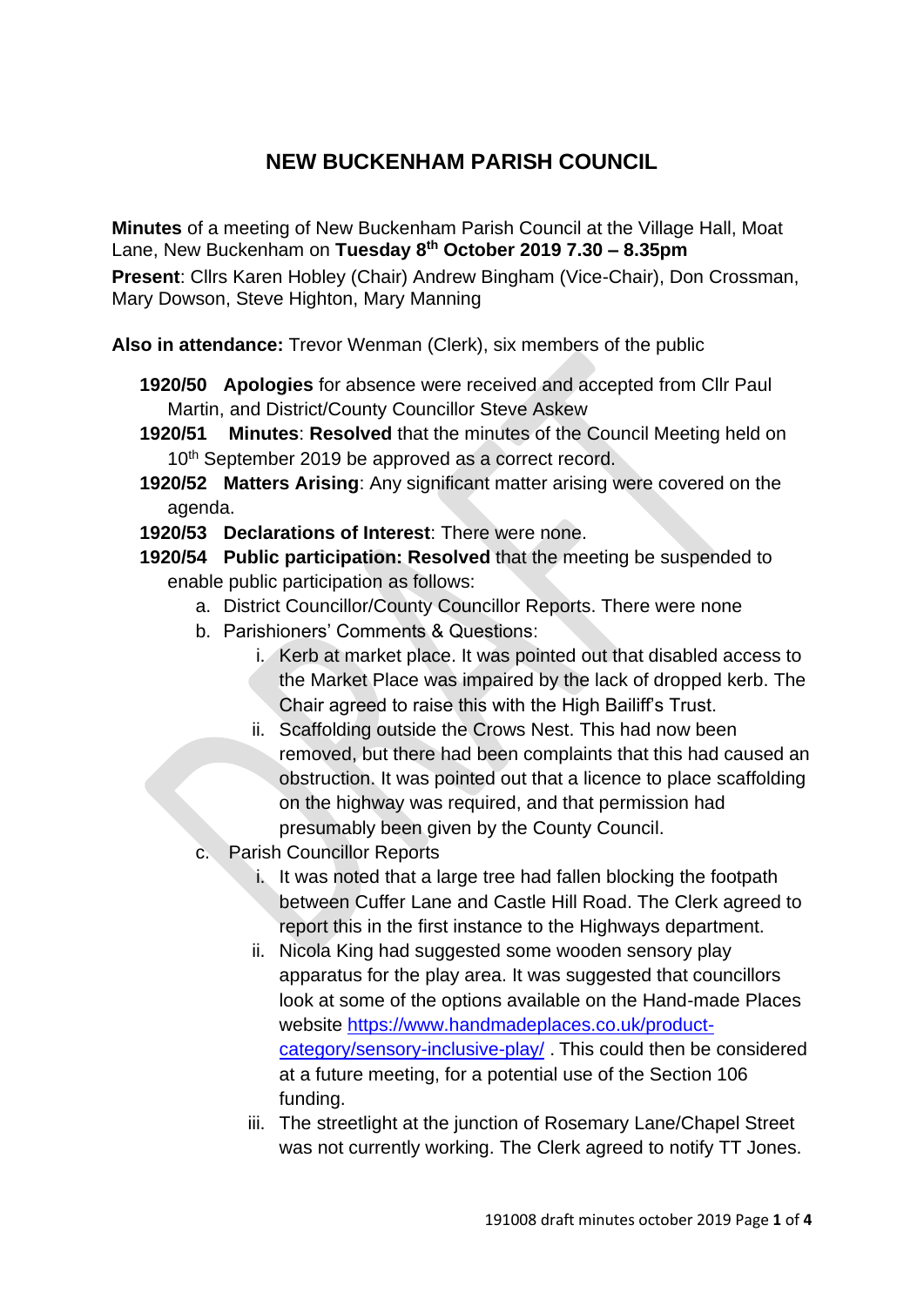# NEW BUCKENHAM PARISH COUNCIL

**Minutes** of a meeting of New Buckenham Parish Council at the Village Hall, Moat Lane, New Buckenham on **Tuesday 8th October 2019 7.30 – 8.35pm**

**Present**: Cllrs Karen Hobley (Chair) Andrew Bingham (Vice-Chair), Don Crossman, Mary Dowson, Steve Highton, Mary Manning

**Also in attendance:** Trevor Wenman (Clerk), six members of the public

**1920/50 Apologies** for absence were received and accepted from Cllr Paul Martin, and District/County Councillor Steve Askew

**1920/51 Minutes**: **Resolved** that the minutes of the Council Meeting held on 10th September 2019 be approved as a correct record.

**1920/52 Matters Arising**: Any significant matter arising were covered on the agenda.

**1920/53 Declarations of Interest**: There were none.

**1920/54 Public participation: Resolved** that the meeting be suspended to enable public participation as follows:

a. District Councillor/County Councillor Reports. There were none
b. Parishioners' Comments & Questions:
   i. Kerb at market place. It was pointed out that disabled access to the Market Place was impaired by the lack of dropped kerb. The Chair agreed to raise this with the High Bailiff's Trust.
   ii. Scaffolding outside the Crows Nest. This had now been removed, but there had been complaints that this had caused an obstruction. It was pointed out that a licence to place scaffolding on the highway was required, and that permission had presumably been given by the County Council.
c. Parish Councillor Reports
   i. It was noted that a large tree had fallen blocking the footpath between Cuffer Lane and Castle Hill Road. The Clerk agreed to report this in the first instance to the Highways department.
   ii. Nicola King had suggested some wooden sensory play apparatus for the play area. It was suggested that councillors look at some of the options available on the Hand-made Places website https://www.handmadeplaces.co.uk/product-category/sensory-inclusive-play/ . This could then be considered at a future meeting, for a potential use of the Section 106 funding.
   iii. The streetlight at the junction of Rosemary Lane/Chapel Street was not currently working. The Clerk agreed to notify TT Jones.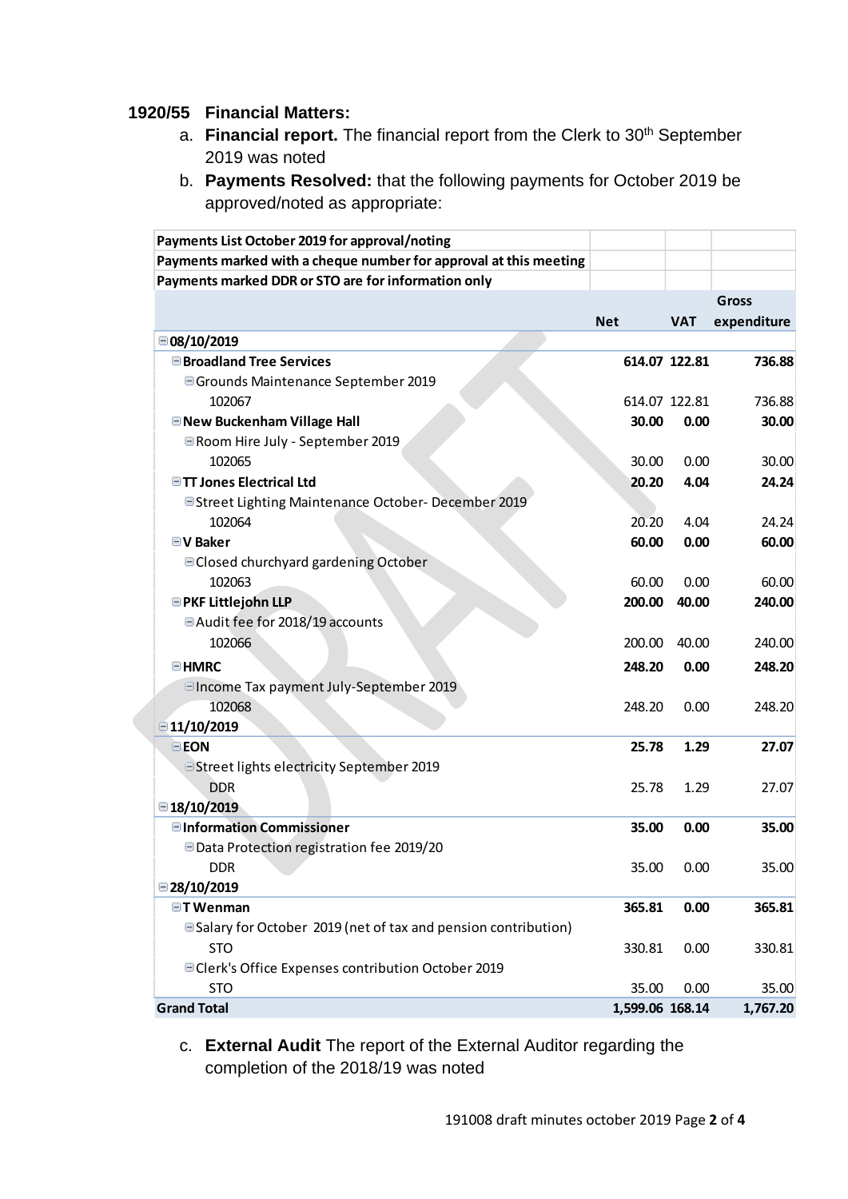**1920/55 Financial Matters:**

a. **Financial report.** The financial report from the Clerk to 30th September 2019 was noted

b. **Payments Resolved:** that the following payments for October 2019 be approved/noted as appropriate:

| Payments List October 2019 for approval/noting | | | |
|---|---|---|---|
| Payments marked with a cheque number for approval at this meeting | | | |
| Payments marked DDR or STO are for information only | | | |
| | **Net** | **VAT** | **Gross expenditure** |
| **08/10/2019** | | | |
| **Broadland Tree Services** | **614.07** | **122.81** | **736.88** |
| Grounds Maintenance September 2019 | | | |
| 102067 | 614.07 | 122.81 | 736.88 |
| **New Buckenham Village Hall** | **30.00** | **0.00** | **30.00** |
| Room Hire July - September 2019 | | | |
| 102065 | 30.00 | 0.00 | 30.00 |
| **TT Jones Electrical Ltd** | **20.20** | **4.04** | **24.24** |
| Street Lighting Maintenance October- December 2019 | | | |
| 102064 | 20.20 | 4.04 | 24.24 |
| **V Baker** | **60.00** | **0.00** | **60.00** |
| Closed churchyard gardening October | | | |
| 102063 | 60.00 | 0.00 | 60.00 |
| **PKF Littlejohn LLP** | **200.00** | **40.00** | **240.00** |
| Audit fee for 2018/19 accounts | | | |
| 102066 | 200.00 | 40.00 | 240.00 |
| **HMRC** | **248.20** | **0.00** | **248.20** |
| Income Tax payment July-September 2019 | | | |
| 102068 | 248.20 | 0.00 | 248.20 |
| **11/10/2019** | | | |
| **EON** | **25.78** | **1.29** | **27.07** |
| Street lights electricity September 2019 | | | |
| DDR | 25.78 | 1.29 | 27.07 |
| **18/10/2019** | | | |
| **Information Commissioner** | **35.00** | **0.00** | **35.00** |
| Data Protection registration fee 2019/20 | | | |
| DDR | 35.00 | 0.00 | 35.00 |
| **28/10/2019** | | | |
| **T Wenman** | **365.81** | **0.00** | **365.81** |
| Salary for October 2019 (net of tax and pension contribution) | | | |
| STO | 330.81 | 0.00 | 330.81 |
| Clerk's Office Expenses contribution October 2019 | | | |
| STO | 35.00 | 0.00 | 35.00 |
| **Grand Total** | **1,599.06** | **168.14** | **1,767.20** |

c. **External Audit** The report of the External Auditor regarding the completion of the 2018/19 was noted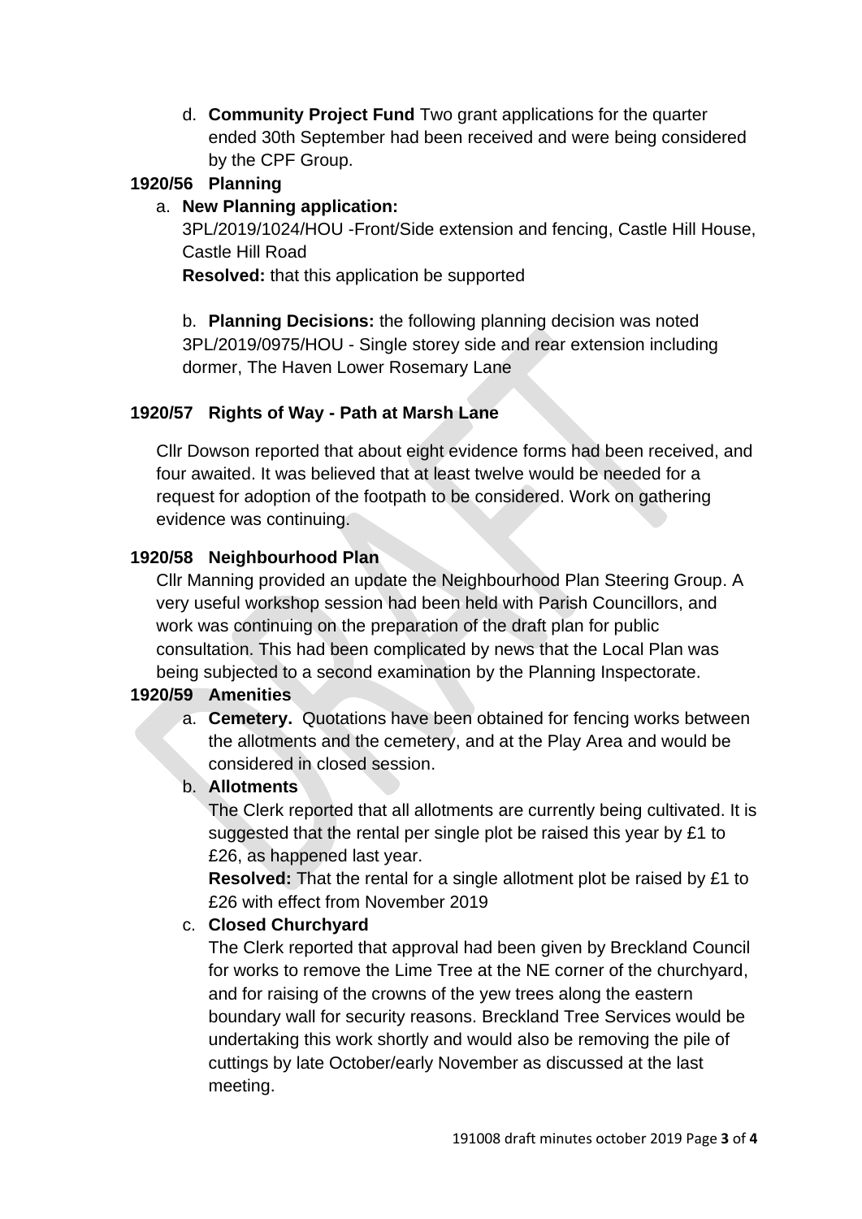d. **Community Project Fund** Two grant applications for the quarter ended 30th September had been received and were being considered by the CPF Group.

**1920/56 Planning**

a. **New Planning application:**

3PL/2019/1024/HOU -Front/Side extension and fencing, Castle Hill House, Castle Hill Road

**Resolved:** that this application be supported

b. **Planning Decisions:** the following planning decision was noted 3PL/2019/0975/HOU - Single storey side and rear extension including dormer, The Haven Lower Rosemary Lane

**1920/57 Rights of Way - Path at Marsh Lane**

Cllr Dowson reported that about eight evidence forms had been received, and four awaited. It was believed that at least twelve would be needed for a request for adoption of the footpath to be considered. Work on gathering evidence was continuing.

**1920/58 Neighbourhood Plan**

Cllr Manning provided an update the Neighbourhood Plan Steering Group. A very useful workshop session had been held with Parish Councillors, and work was continuing on the preparation of the draft plan for public consultation. This had been complicated by news that the Local Plan was being subjected to a second examination by the Planning Inspectorate.

**1920/59 Amenities**

a. **Cemetery.** Quotations have been obtained for fencing works between the allotments and the cemetery, and at the Play Area and would be considered in closed session.

b. **Allotments**

The Clerk reported that all allotments are currently being cultivated. It is suggested that the rental per single plot be raised this year by £1 to £26, as happened last year.

**Resolved:** That the rental for a single allotment plot be raised by £1 to £26 with effect from November 2019

c. **Closed Churchyard**

The Clerk reported that approval had been given by Breckland Council for works to remove the Lime Tree at the NE corner of the churchyard, and for raising of the crowns of the yew trees along the eastern boundary wall for security reasons. Breckland Tree Services would be undertaking this work shortly and would also be removing the pile of cuttings by late October/early November as discussed at the last meeting.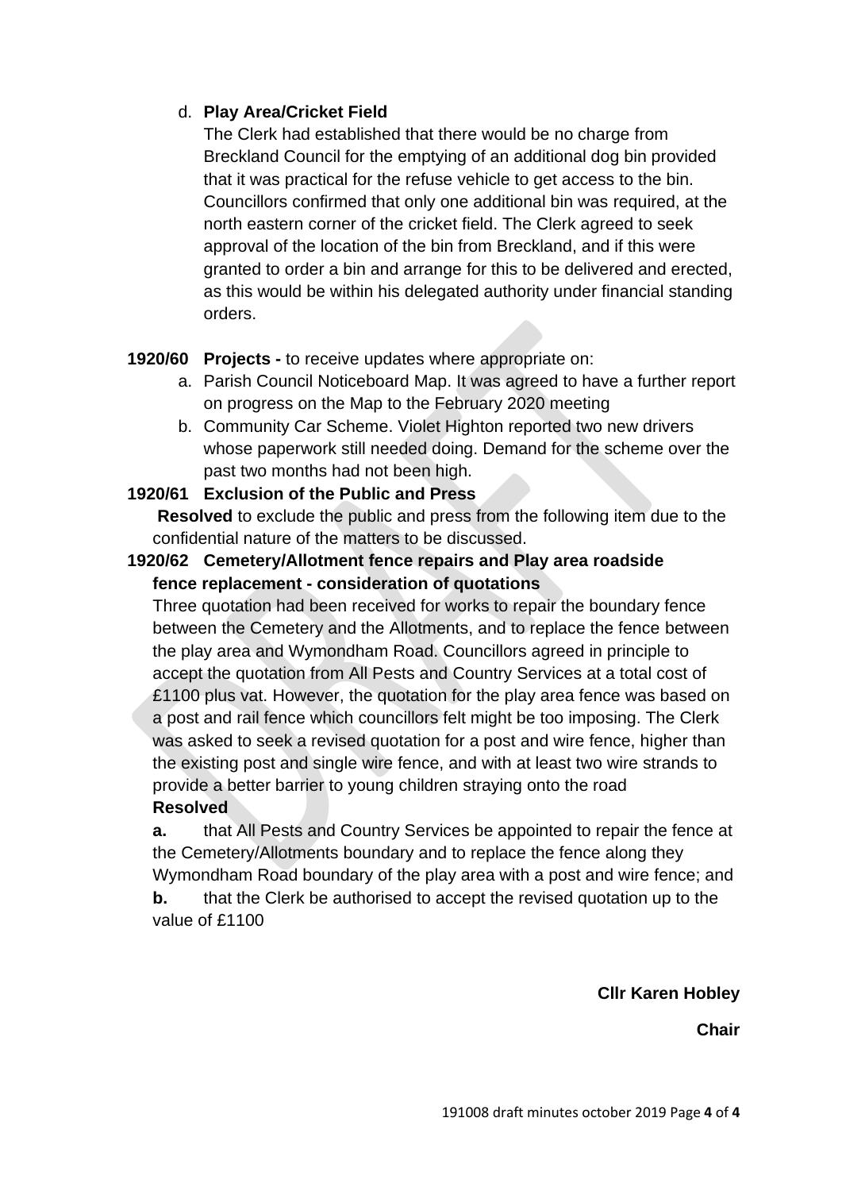d. **Play Area/Cricket Field**

   The Clerk had established that there would be no charge from Breckland Council for the emptying of an additional dog bin provided that it was practical for the refuse vehicle to get access to the bin. Councillors confirmed that only one additional bin was required, at the north eastern corner of the cricket field. The Clerk agreed to seek approval of the location of the bin from Breckland, and if this were granted to order a bin and arrange for this to be delivered and erected, as this would be within his delegated authority under financial standing orders.

**1920/60 Projects -** to receive updates where appropriate on:

a. Parish Council Noticeboard Map. It was agreed to have a further report on progress on the Map to the February 2020 meeting
b. Community Car Scheme. Violet Highton reported two new drivers whose paperwork still needed doing. Demand for the scheme over the past two months had not been high.

**1920/61 Exclusion of the Public and Press**

**Resolved** to exclude the public and press from the following item due to the confidential nature of the matters to be discussed.

**1920/62 Cemetery/Allotment fence repairs and Play area roadside fence replacement - consideration of quotations**

Three quotation had been received for works to repair the boundary fence between the Cemetery and the Allotments, and to replace the fence between the play area and Wymondham Road. Councillors agreed in principle to accept the quotation from All Pests and Country Services at a total cost of £1100 plus vat. However, the quotation for the play area fence was based on a post and rail fence which councillors felt might be too imposing. The Clerk was asked to seek a revised quotation for a post and wire fence, higher than the existing post and single wire fence, and with at least two wire strands to provide a better barrier to young children straying onto the road

**Resolved**

**a.** that All Pests and Country Services be appointed to repair the fence at the Cemetery/Allotments boundary and to replace the fence along they Wymondham Road boundary of the play area with a post and wire fence; and

**b.** that the Clerk be authorised to accept the revised quotation up to the value of £1100

**Cllr Karen Hobley**

**Chair**